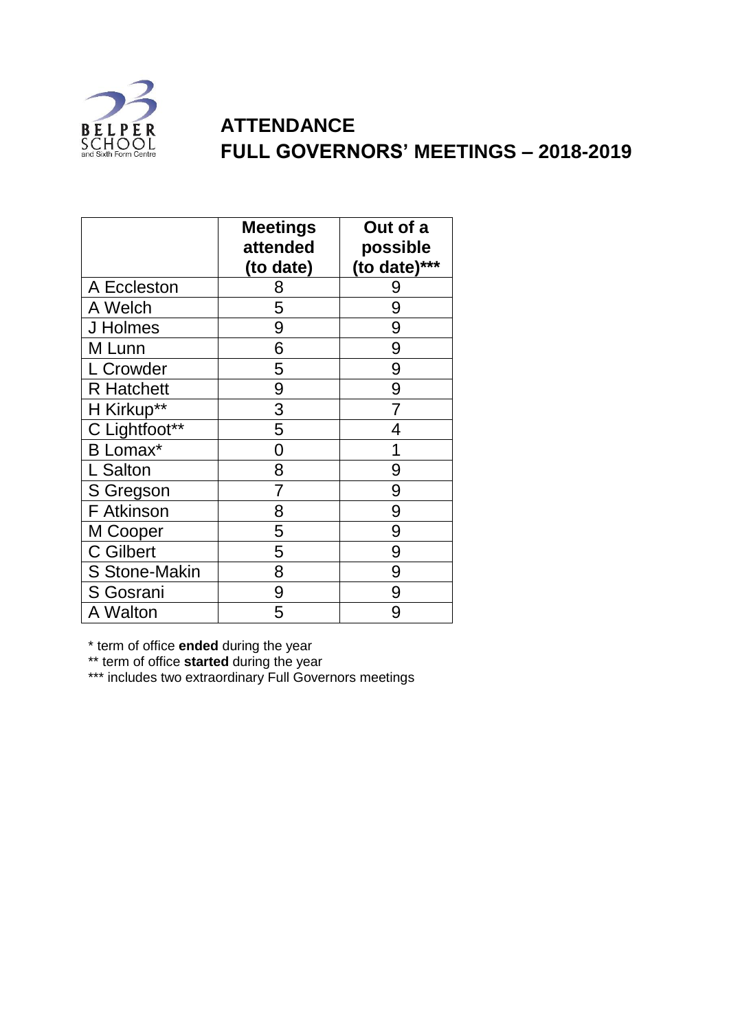BELPER SCHOOL and Sixth Form Centre

# ATTENDANCE
# FULL GOVERNORS' MEETINGS – 2018-2019

| | Meetings attended (to date) | Out of a possible (to date)*** |
|---|---|---|
| A Eccleston | 8 | 9 |
| A Welch | 5 | 9 |
| J Holmes | 9 | 9 |
| M Lunn | 6 | 9 |
| L Crowder | 5 | 9 |
| R Hatchett | 9 | 9 |
| H Kirkup** | 3 | 7 |
| C Lightfoot** | 5 | 4 |
| B Lomax* | 0 | 1 |
| L Salton | 8 | 9 |
| S Gregson | 7 | 9 |
| F Atkinson | 8 | 9 |
| M Cooper | 5 | 9 |
| C Gilbert | 5 | 9 |
| S Stone-Makin | 8 | 9 |
| S Gosrani | 9 | 9 |
| A Walton | 5 | 9 |

* term of office **ended** during the year

** term of office **started** during the year

*** includes two extraordinary Full Governors meetings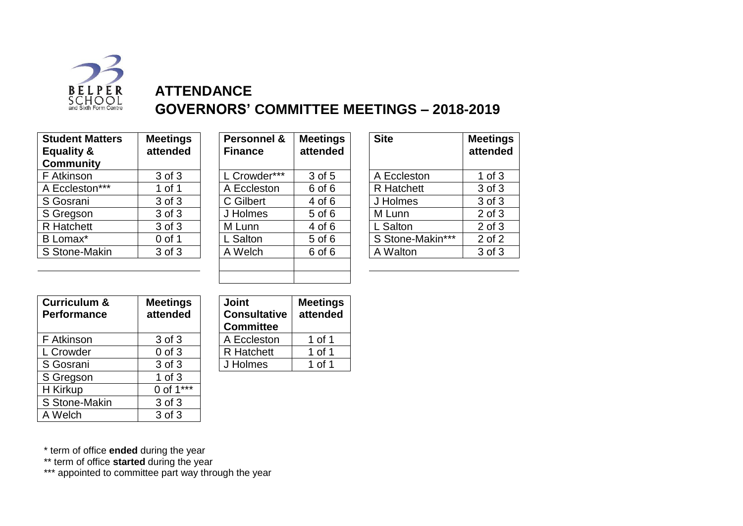# ATTENDANCE

## GOVERNORS' COMMITTEE MEETINGS – 2018-2019

| Student Matters Equality & Community | Meetings attended |
|---|---|
| F Atkinson | 3 of 3 |
| A Eccleston*** | 1 of 1 |
| S Gosrani | 3 of 3 |
| S Gregson | 3 of 3 |
| R Hatchett | 3 of 3 |
| B Lomax* | 0 of 1 |
| S Stone-Makin | 3 of 3 |

| Personnel & Finance | Meetings attended |
|---|---|
| L Crowder*** | 3 of 5 |
| A Eccleston | 6 of 6 |
| C Gilbert | 4 of 6 |
| J Holmes | 5 of 6 |
| M Lunn | 4 of 6 |
| L Salton | 5 of 6 |
| A Welch | 6 of 6 |

| Site | Meetings attended |
|---|---|
| A Eccleston | 1 of 3 |
| R Hatchett | 3 of 3 |
| J Holmes | 3 of 3 |
| M Lunn | 2 of 3 |
| L Salton | 2 of 3 |
| S Stone-Makin*** | 2 of 2 |
| A Walton | 3 of 3 |

| Curriculum & Performance | Meetings attended |
|---|---|
| F Atkinson | 3 of 3 |
| L Crowder | 0 of 3 |
| S Gosrani | 3 of 3 |
| S Gregson | 1 of 3 |
| H Kirkup | 0 of 1*** |
| S Stone-Makin | 3 of 3 |
| A Welch | 3 of 3 |

| Joint Consultative Committee | Meetings attended |
|---|---|
| A Eccleston | 1 of 1 |
| R Hatchett | 1 of 1 |
| J Holmes | 1 of 1 |

\* term of office **ended** during the year

** term of office **started** during the year

*** appointed to committee part way through the year